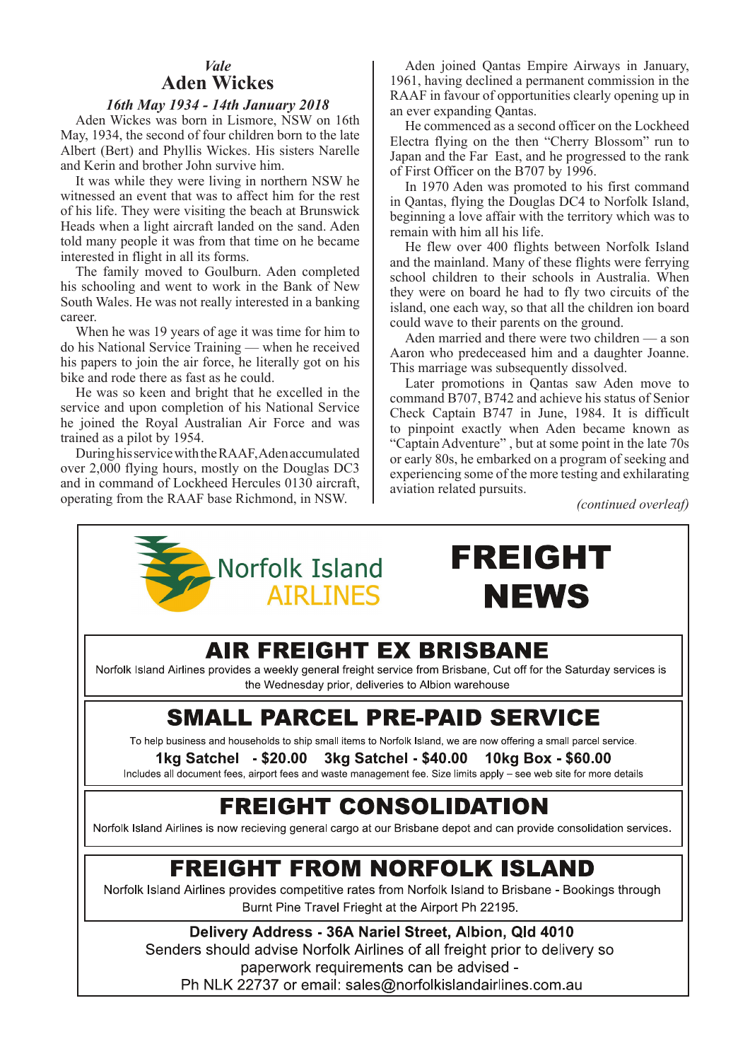*Vale*

# Aden Wickes

***16th May 1934 - 14th January 2018***

Aden Wickes was born in Lismore, NSW on 16th May, 1934, the second of four children born to the late Albert (Bert) and Phyllis Wickes. His sisters Narelle and Kerin and brother John survive him.

It was while they were living in northern NSW he witnessed an event that was to affect him for the rest of his life. They were visiting the beach at Brunswick Heads when a light aircraft landed on the sand. Aden told many people it was from that time on he became interested in flight in all its forms.

The family moved to Goulburn. Aden completed his schooling and went to work in the Bank of New South Wales. He was not really interested in a banking career.

When he was 19 years of age it was time for him to do his National Service Training — when he received his papers to join the air force, he literally got on his bike and rode there as fast as he could.

He was so keen and bright that he excelled in the service and upon completion of his National Service he joined the Royal Australian Air Force and was trained as a pilot by 1954.

During his service with the RAAF, Aden accumulated over 2,000 flying hours, mostly on the Douglas DC3 and in command of Lockheed Hercules 0130 aircraft, operating from the RAAF base Richmond, in NSW.

Aden joined Qantas Empire Airways in January, 1961, having declined a permanent commission in the RAAF in favour of opportunities clearly opening up in an ever expanding Qantas.

He commenced as a second officer on the Lockheed Electra flying on the then "Cherry Blossom" run to Japan and the Far East, and he progressed to the rank of First Officer on the B707 by 1996.

In 1970 Aden was promoted to his first command in Qantas, flying the Douglas DC4 to Norfolk Island, beginning a love affair with the territory which was to remain with him all his life.

He flew over 400 flights between Norfolk Island and the mainland. Many of these flights were ferrying school children to their schools in Australia. When they were on board he had to fly two circuits of the island, one each way, so that all the children ion board could wave to their parents on the ground.

Aden married and there were two children — a son Aaron who predeceased him and a daughter Joanne. This marriage was subsequently dissolved.

Later promotions in Qantas saw Aden move to command B707, B742 and achieve his status of Senior Check Captain B747 in June, 1984. It is difficult to pinpoint exactly when Aden became known as "Captain Adventure" , but at some point in the late 70s or early 80s, he embarked on a program of seeking and experiencing some of the more testing and exhilarating aviation related pursuits.

*(continued overleaf)*

---

Norfolk Island AIRLINES

# FREIGHT NEWS

## AIR FREIGHT EX BRISBANE

Norfolk Island Airlines provides a weekly general freight service from Brisbane, Cut off for the Saturday services is the Wednesday prior, deliveries to Albion warehouse

## SMALL PARCEL PRE-PAID SERVICE

To help business and households to ship small items to Norfolk Island, we are now offering a small parcel service.

**1kg Satchel - $20.00 3kg Satchel - $40.00 10kg Box - $60.00**

Includes all document fees, airport fees and waste management fee. Size limits apply – see web site for more details

## FREIGHT CONSOLIDATION

Norfolk Island Airlines is now recieving general cargo at our Brisbane depot and can provide consolidation services.

## FREIGHT FROM NORFOLK ISLAND

Norfolk Island Airlines provides competitive rates from Norfolk Island to Brisbane - Bookings through Burnt Pine Travel Frieght at the Airport Ph 22195.

**Delivery Address - 36A Nariel Street, Albion, Qld 4010**

Senders should advise Norfolk Airlines of all freight prior to delivery so paperwork requirements can be advised -

Ph NLK 22737 or email: sales@norfolkislandairlines.com.au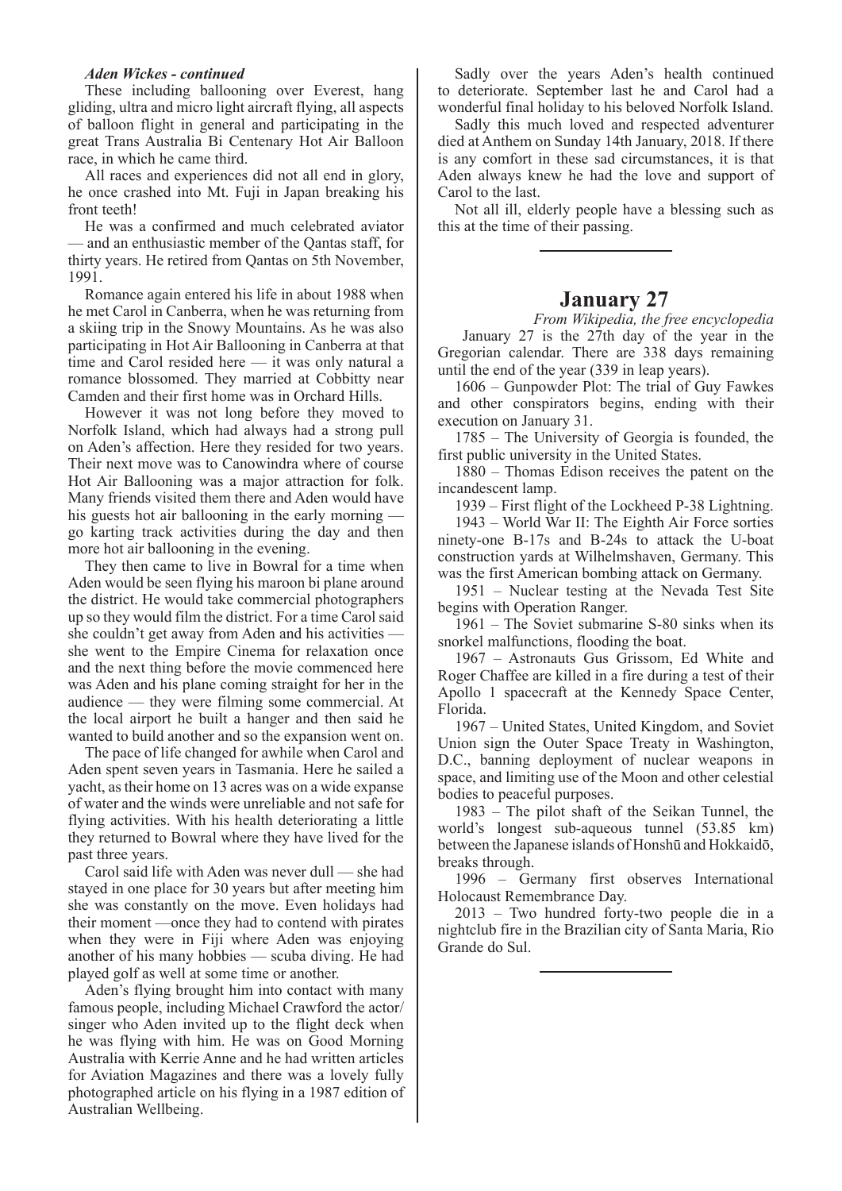***Aden Wickes - continued***

These including ballooning over Everest, hang gliding, ultra and micro light aircraft flying, all aspects of balloon flight in general and participating in the great Trans Australia Bi Centenary Hot Air Balloon race, in which he came third.

All races and experiences did not all end in glory, he once crashed into Mt. Fuji in Japan breaking his front teeth!

He was a confirmed and much celebrated aviator — and an enthusiastic member of the Qantas staff, for thirty years. He retired from Qantas on 5th November, 1991.

Romance again entered his life in about 1988 when he met Carol in Canberra, when he was returning from a skiing trip in the Snowy Mountains. As he was also participating in Hot Air Ballooning in Canberra at that time and Carol resided here — it was only natural a romance blossomed. They married at Cobbitty near Camden and their first home was in Orchard Hills.

However it was not long before they moved to Norfolk Island, which had always had a strong pull on Aden's affection. Here they resided for two years. Their next move was to Canowindra where of course Hot Air Ballooning was a major attraction for folk. Many friends visited them there and Aden would have his guests hot air ballooning in the early morning — go karting track activities during the day and then more hot air ballooning in the evening.

They then came to live in Bowral for a time when Aden would be seen flying his maroon bi plane around the district. He would take commercial photographers up so they would film the district. For a time Carol said she couldn't get away from Aden and his activities — she went to the Empire Cinema for relaxation once and the next thing before the movie commenced here was Aden and his plane coming straight for her in the audience — they were filming some commercial. At the local airport he built a hanger and then said he wanted to build another and so the expansion went on.

The pace of life changed for awhile when Carol and Aden spent seven years in Tasmania. Here he sailed a yacht, as their home on 13 acres was on a wide expanse of water and the winds were unreliable and not safe for flying activities. With his health deteriorating a little they returned to Bowral where they have lived for the past three years.

Carol said life with Aden was never dull — she had stayed in one place for 30 years but after meeting him she was constantly on the move. Even holidays had their moment —once they had to contend with pirates when they were in Fiji where Aden was enjoying another of his many hobbies — scuba diving. He had played golf as well at some time or another.

Aden's flying brought him into contact with many famous people, including Michael Crawford the actor/singer who Aden invited up to the flight deck when he was flying with him. He was on Good Morning Australia with Kerrie Anne and he had written articles for Aviation Magazines and there was a lovely fully photographed article on his flying in a 1987 edition of Australian Wellbeing.

Sadly over the years Aden's health continued to deteriorate. September last he and Carol had a wonderful final holiday to his beloved Norfolk Island.

Sadly this much loved and respected adventurer died at Anthem on Sunday 14th January, 2018. If there is any comfort in these sad circumstances, it is that Aden always knew he had the love and support of Carol to the last.

Not all ill, elderly people have a blessing such as this at the time of their passing.

---

## January 27

*From Wikipedia, the free encyclopedia*

January 27 is the 27th day of the year in the Gregorian calendar. There are 338 days remaining until the end of the year (339 in leap years).

1606 – Gunpowder Plot: The trial of Guy Fawkes and other conspirators begins, ending with their execution on January 31.

1785 – The University of Georgia is founded, the first public university in the United States.

1880 – Thomas Edison receives the patent on the incandescent lamp.

1939 – First flight of the Lockheed P-38 Lightning.

1943 – World War II: The Eighth Air Force sorties ninety-one B-17s and B-24s to attack the U-boat construction yards at Wilhelmshaven, Germany. This was the first American bombing attack on Germany.

1951 – Nuclear testing at the Nevada Test Site begins with Operation Ranger.

1961 – The Soviet submarine S-80 sinks when its snorkel malfunctions, flooding the boat.

1967 – Astronauts Gus Grissom, Ed White and Roger Chaffee are killed in a fire during a test of their Apollo 1 spacecraft at the Kennedy Space Center, Florida.

1967 – United States, United Kingdom, and Soviet Union sign the Outer Space Treaty in Washington, D.C., banning deployment of nuclear weapons in space, and limiting use of the Moon and other celestial bodies to peaceful purposes.

1983 – The pilot shaft of the Seikan Tunnel, the world's longest sub-aqueous tunnel (53.85 km) between the Japanese islands of Honshū and Hokkaidō, breaks through.

1996 – Germany first observes International Holocaust Remembrance Day.

2013 – Two hundred forty-two people die in a nightclub fire in the Brazilian city of Santa Maria, Rio Grande do Sul.